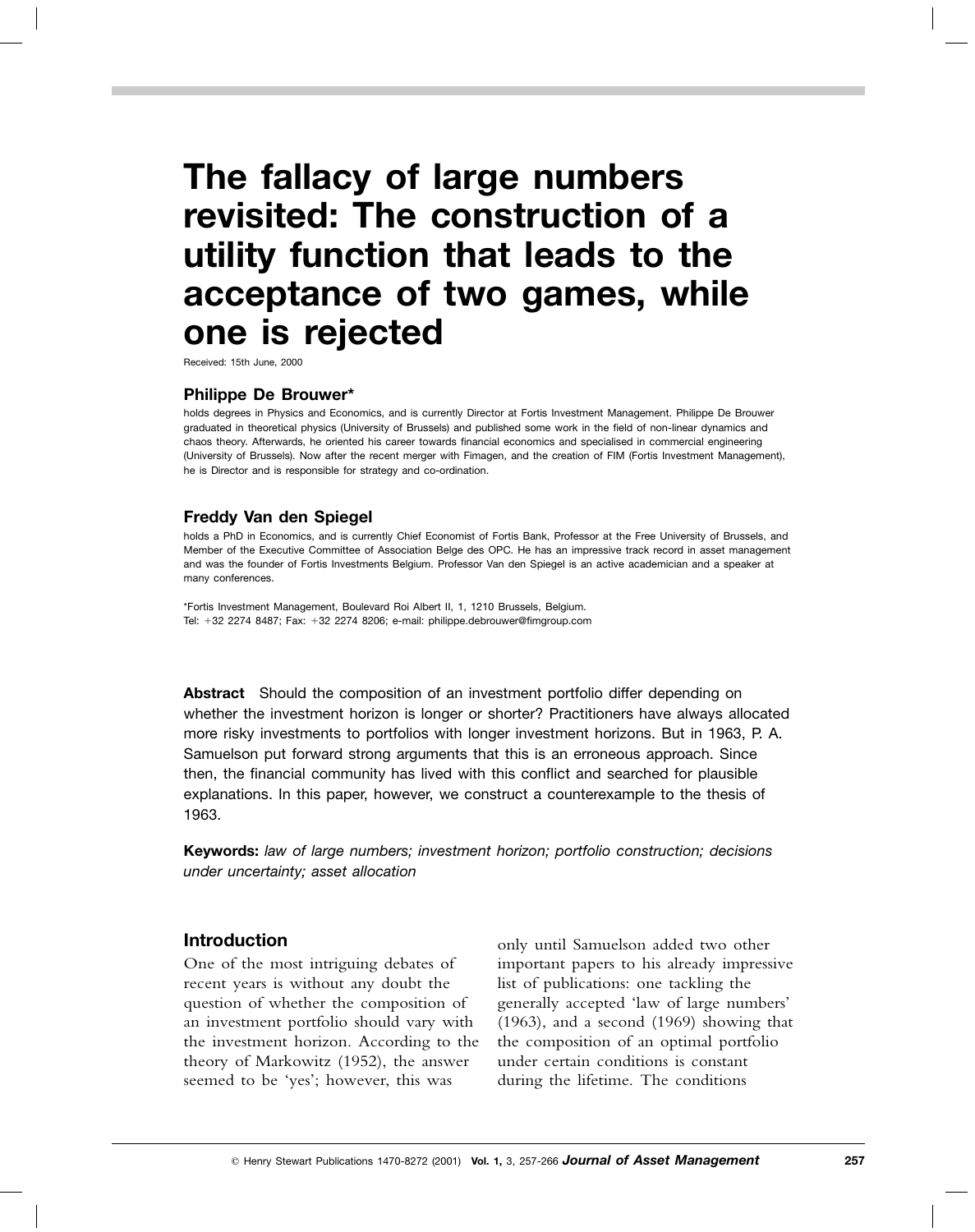# The fallacy of large numbers revisited: The construction of a utility function that leads to the acceptance of two games, while one is rejected

Received: 15th June, 2000

### Philippe De Brouwer*

holds degrees in Physics and Economics, and is currently Director at Fortis Investment Management. Philippe De Brouwer graduated in theoretical physics (University of Brussels) and published some work in the field of non-linear dynamics and chaos theory. Afterwards, he oriented his career towards financial economics and specialised in commercial engineering (University of Brussels). Now after the recent merger with Fimagen, and the creation of FIM (Fortis Investment Management), he is Director and is responsible for strategy and co-ordination.

### Freddy Van den Spiegel

holds a PhD in Economics, and is currently Chief Economist of Fortis Bank, Professor at the Free University of Brussels, and Member of the Executive Committee of Association Belge des OPC. He has an impressive track record in asset management and was the founder of Fortis Investments Belgium. Professor Van den Spiegel is an active academician and a speaker at many conferences.

*Fortis Investment Management, Boulevard Roi Albert II, 1, 1210 Brussels, Belgium.
Tel: +32 2274 8487; Fax: +32 2274 8206; e-mail: philippe.debrouwer@fimgroup.com

**Abstract** Should the composition of an investment portfolio differ depending on whether the investment horizon is longer or shorter? Practitioners have always allocated more risky investments to portfolios with longer investment horizons. But in 1963, P. A. Samuelson put forward strong arguments that this is an erroneous approach. Since then, the financial community has lived with this conflict and searched for plausible explanations. In this paper, however, we construct a counterexample to the thesis of 1963.

**Keywords:** *law of large numbers; investment horizon; portfolio construction; decisions under uncertainty; asset allocation*

## Introduction

One of the most intriguing debates of recent years is without any doubt the question of whether the composition of an investment portfolio should vary with the investment horizon. According to the theory of Markowitz (1952), the answer seemed to be 'yes'; however, this was only until Samuelson added two other important papers to his already impressive list of publications: one tackling the generally accepted 'law of large numbers' (1963), and a second (1969) showing that the composition of an optimal portfolio under certain conditions is constant during the lifetime. The conditions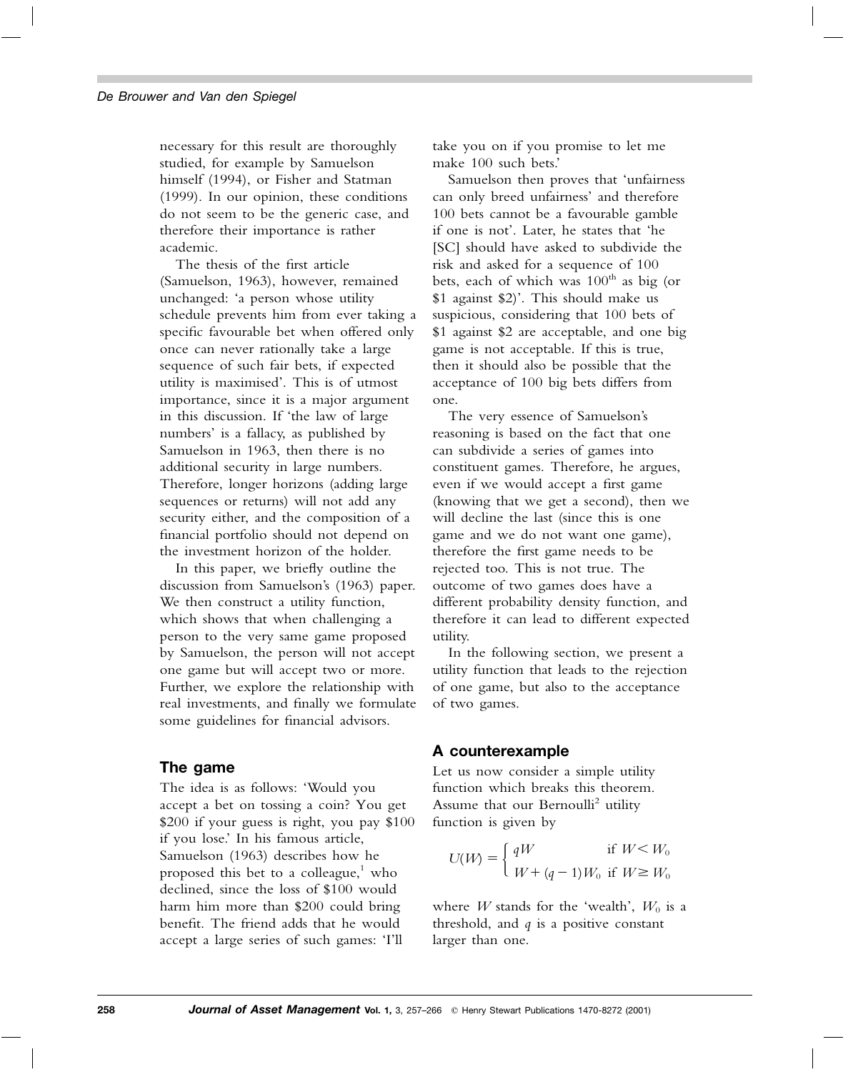necessary for this result are thoroughly studied, for example by Samuelson himself (1994), or Fisher and Statman (1999). In our opinion, these conditions do not seem to be the generic case, and therefore their importance is rather academic.

The thesis of the first article (Samuelson, 1963), however, remained unchanged: 'a person whose utility schedule prevents him from ever taking a specific favourable bet when offered only once can never rationally take a large sequence of such fair bets, if expected utility is maximised'. This is of utmost importance, since it is a major argument in this discussion. If 'the law of large numbers' is a fallacy, as published by Samuelson in 1963, then there is no additional security in large numbers. Therefore, longer horizons (adding large sequences or returns) will not add any security either, and the composition of a financial portfolio should not depend on the investment horizon of the holder.

In this paper, we briefly outline the discussion from Samuelson's (1963) paper. We then construct a utility function, which shows that when challenging a person to the very same game proposed by Samuelson, the person will not accept one game but will accept two or more. Further, we explore the relationship with real investments, and finally we formulate some guidelines for financial advisors.

## The game

The idea is as follows: 'Would you accept a bet on tossing a coin? You get \$200 if your guess is right, you pay \$100 if you lose.' In his famous article, Samuelson (1963) describes how he proposed this bet to a colleague,[1] who declined, since the loss of \$100 would harm him more than \$200 could bring benefit. The friend adds that he would accept a large series of such games: 'I'll take you on if you promise to let me make 100 such bets.'

Samuelson then proves that 'unfairness can only breed unfairness' and therefore 100 bets cannot be a favourable gamble if one is not'. Later, he states that 'he [SC] should have asked to subdivide the risk and asked for a sequence of 100 bets, each of which was $100^{\text{th}}$ as big (or \$1 against \$2)'. This should make us suspicious, considering that 100 bets of \$1 against \$2 are acceptable, and one big game is not acceptable. If this is true, then it should also be possible that the acceptance of 100 big bets differs from one.

The very essence of Samuelson's reasoning is based on the fact that one can subdivide a series of games into constituent games. Therefore, he argues, even if we would accept a first game (knowing that we get a second), then we will decline the last (since this is one game and we do not want one game), therefore the first game needs to be rejected too. This is not true. The outcome of two games does have a different probability density function, and therefore it can lead to different expected utility.

In the following section, we present a utility function that leads to the rejection of one game, but also to the acceptance of two games.

## A counterexample

Let us now consider a simple utility function which breaks this theorem. Assume that our Bernoulli[2] utility function is given by

$$U(W) = \begin{cases} qW & \text{if } W < W_0 \\ W + (q-1)W_0 & \text{if } W \geq W_0 \end{cases}$$

where $W$ stands for the 'wealth', $W_0$ is a threshold, and $q$ is a positive constant larger than one.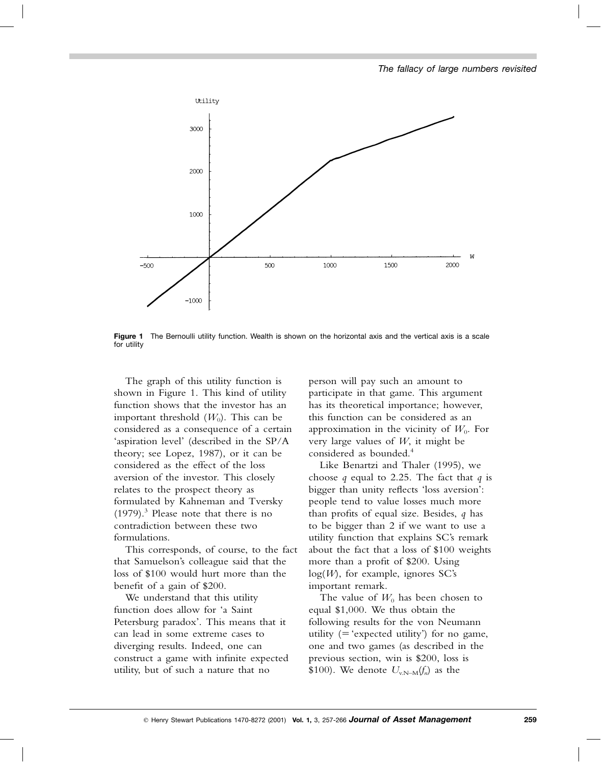**Figure 1** The Bernoulli utility function. Wealth is shown on the horizontal axis and the vertical axis is a scale for utility

The graph of this utility function is shown in Figure 1. This kind of utility function shows that the investor has an important threshold ($W_0$). This can be considered as a consequence of a certain 'aspiration level' (described in the SP/A theory; see Lopez, 1987), or it can be considered as the effect of the loss aversion of the investor. This closely relates to the prospect theory as formulated by Kahneman and Tversky (1979).[3] Please note that there is no contradiction between these two formulations.

This corresponds, of course, to the fact that Samuelson's colleague said that the loss of \$100 would hurt more than the benefit of a gain of \$200.

We understand that this utility function does allow for 'a Saint Petersburg paradox'. This means that it can lead in some extreme cases to diverging results. Indeed, one can construct a game with infinite expected utility, but of such a nature that no person will pay such an amount to participate in that game. This argument has its theoretical importance; however, this function can be considered as an approximation in the vicinity of $W_0$. For very large values of $W$, it might be considered as bounded.[4]

Like Benartzi and Thaler (1995), we choose $q$ equal to 2.25. The fact that $q$ is bigger than unity reflects 'loss aversion': people tend to value losses much more than profits of equal size. Besides, $q$ has to be bigger than 2 if we want to use a utility function that explains SC's remark about the fact that a loss of \$100 weights more than a profit of \$200. Using $\log(W)$, for example, ignores SC's important remark.

The value of $W_0$ has been chosen to equal \$1,000. We thus obtain the following results for the von Neumann utility (= 'expected utility') for no game, one and two games (as described in the previous section, win is \$200, loss is \$100). We denote $U_{\text{v.N–M}}(f_n)$ as the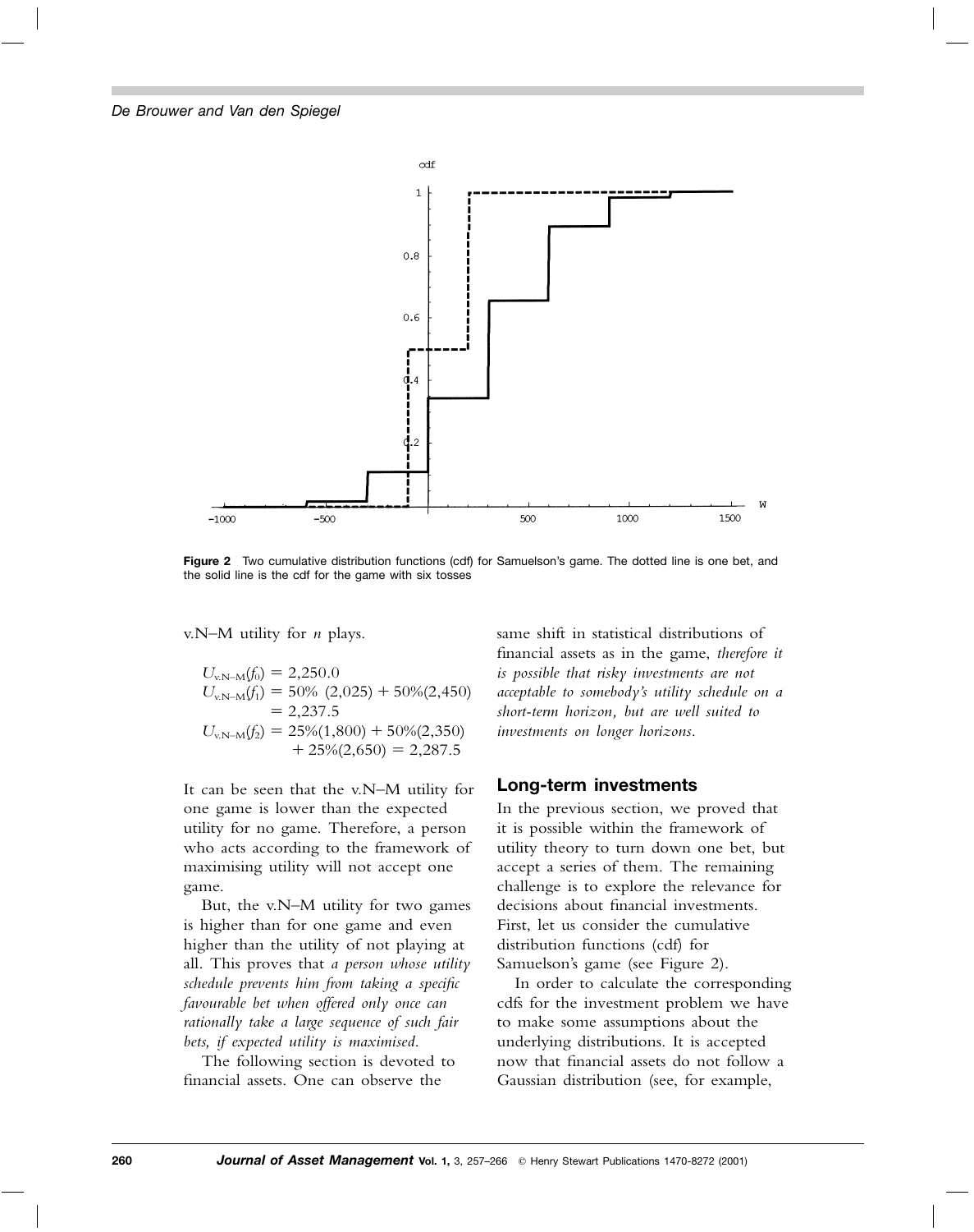**Figure 2** Two cumulative distribution functions (cdf) for Samuelson's game. The dotted line is one bet, and the solid line is the cdf for the game with six tosses

v.N–M utility for $n$ plays.

$$U_{\text{v.N–M}}(f_0) = 2{,}250.0$$

$$U_{\text{v.N–M}}(f_1) = 50\%\ (2{,}025) + 50\%(2{,}450) = 2{,}237.5$$

$$U_{\text{v.N–M}}(f_2) = 25\%(1{,}800) + 50\%(2{,}350) + 25\%(2{,}650) = 2{,}287.5$$

It can be seen that the v.N–M utility for one game is lower than the expected utility for no game. Therefore, a person who acts according to the framework of maximising utility will not accept one game.

But, the v.N–M utility for two games is higher than for one game and even higher than the utility of not playing at all. This proves that *a person whose utility schedule prevents him from taking a specific favourable bet when offered only once can rationally take a large sequence of such fair bets, if expected utility is maximised*.

The following section is devoted to financial assets. One can observe the same shift in statistical distributions of financial assets as in the game, *therefore it is possible that risky investments are not acceptable to somebody's utility schedule on a short-term horizon, but are well suited to investments on longer horizons.*

## Long-term investments

In the previous section, we proved that it is possible within the framework of utility theory to turn down one bet, but accept a series of them. The remaining challenge is to explore the relevance for decisions about financial investments. First, let us consider the cumulative distribution functions (cdf) for Samuelson's game (see Figure 2).

In order to calculate the corresponding cdfs for the investment problem we have to make some assumptions about the underlying distributions. It is accepted now that financial assets do not follow a Gaussian distribution (see, for example,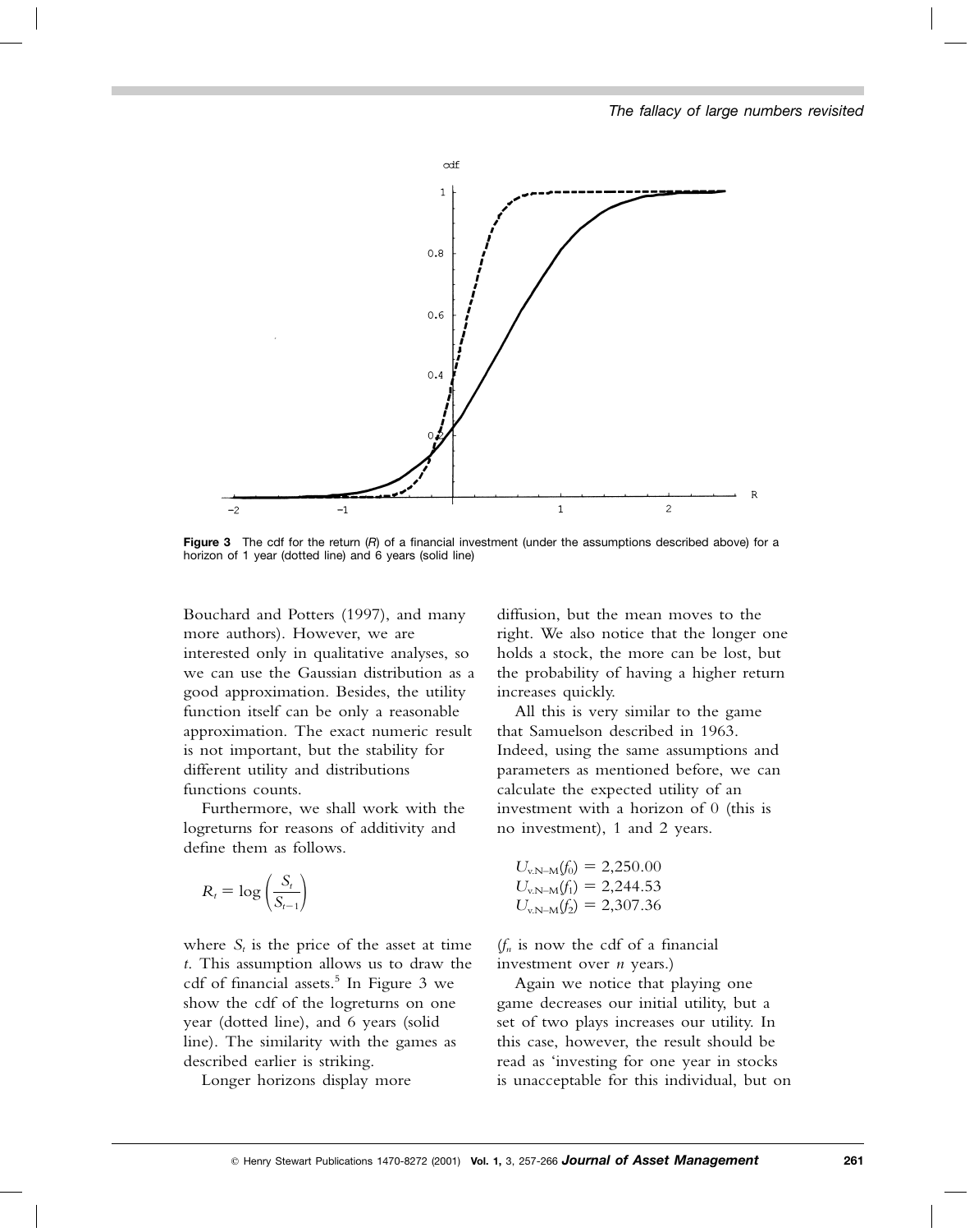Figure 3 The cdf for the return ($R$) of a financial investment (under the assumptions described above) for a horizon of 1 year (dotted line) and 6 years (solid line)

Bouchard and Potters (1997), and many more authors). However, we are interested only in qualitative analyses, so we can use the Gaussian distribution as a good approximation. Besides, the utility function itself can be only a reasonable approximation. The exact numeric result is not important, but the stability for different utility and distributions functions counts.

Furthermore, we shall work with the logreturns for reasons of additivity and define them as follows.

$$R_t = \log\left(\frac{S_t}{S_{t-1}}\right)$$

where $S_t$ is the price of the asset at time $t$. This assumption allows us to draw the cdf of financial assets.[5] In Figure 3 we show the cdf of the logreturns on one year (dotted line), and 6 years (solid line). The similarity with the games as described earlier is striking.

Longer horizons display more diffusion, but the mean moves to the right. We also notice that the longer one holds a stock, the more can be lost, but the probability of having a higher return increases quickly.

All this is very similar to the game that Samuelson described in 1963. Indeed, using the same assumptions and parameters as mentioned before, we can calculate the expected utility of an investment with a horizon of 0 (this is no investment), 1 and 2 years.

$$U_{\text{v.N-M}}(f_0) = 2{,}250.00$$
$$U_{\text{v.N-M}}(f_1) = 2{,}244.53$$
$$U_{\text{v.N-M}}(f_2) = 2{,}307.36$$

($f_n$ is now the cdf of a financial investment over $n$ years.)

Again we notice that playing one game decreases our initial utility, but a set of two plays increases our utility. In this case, however, the result should be read as 'investing for one year in stocks is unacceptable for this individual, but on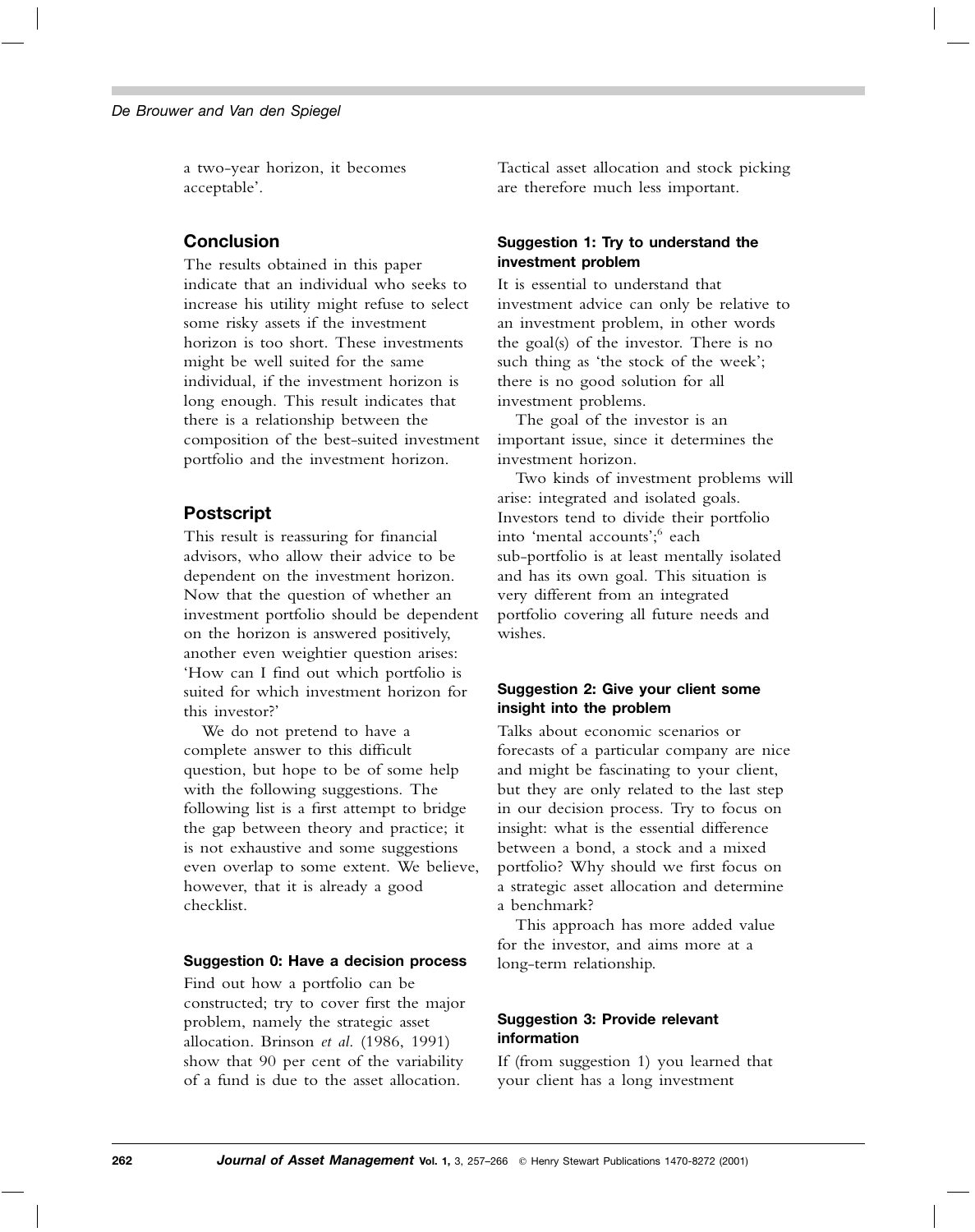a two-year horizon, it becomes acceptable'.

## Conclusion

The results obtained in this paper indicate that an individual who seeks to increase his utility might refuse to select some risky assets if the investment horizon is too short. These investments might be well suited for the same individual, if the investment horizon is long enough. This result indicates that there is a relationship between the composition of the best-suited investment portfolio and the investment horizon.

## Postscript

This result is reassuring for financial advisors, who allow their advice to be dependent on the investment horizon. Now that the question of whether an investment portfolio should be dependent on the horizon is answered positively, another even weightier question arises: 'How can I find out which portfolio is suited for which investment horizon for this investor?'

We do not pretend to have a complete answer to this difficult question, but hope to be of some help with the following suggestions. The following list is a first attempt to bridge the gap between theory and practice; it is not exhaustive and some suggestions even overlap to some extent. We believe, however, that it is already a good checklist.

#### Suggestion 0: Have a decision process

Find out how a portfolio can be constructed; try to cover first the major problem, namely the strategic asset allocation. Brinson *et al*. (1986, 1991) show that 90 per cent of the variability of a fund is due to the asset allocation. Tactical asset allocation and stock picking are therefore much less important.

#### Suggestion 1: Try to understand the investment problem

It is essential to understand that investment advice can only be relative to an investment problem, in other words the goal(s) of the investor. There is no such thing as 'the stock of the week'; there is no good solution for all investment problems.

The goal of the investor is an important issue, since it determines the investment horizon.

Two kinds of investment problems will arise: integrated and isolated goals. Investors tend to divide their portfolio into 'mental accounts';[6] each sub-portfolio is at least mentally isolated and has its own goal. This situation is very different from an integrated portfolio covering all future needs and wishes.

#### Suggestion 2: Give your client some insight into the problem

Talks about economic scenarios or forecasts of a particular company are nice and might be fascinating to your client, but they are only related to the last step in our decision process. Try to focus on insight: what is the essential difference between a bond, a stock and a mixed portfolio? Why should we first focus on a strategic asset allocation and determine a benchmark?

This approach has more added value for the investor, and aims more at a long-term relationship.

#### Suggestion 3: Provide relevant information

If (from suggestion 1) you learned that your client has a long investment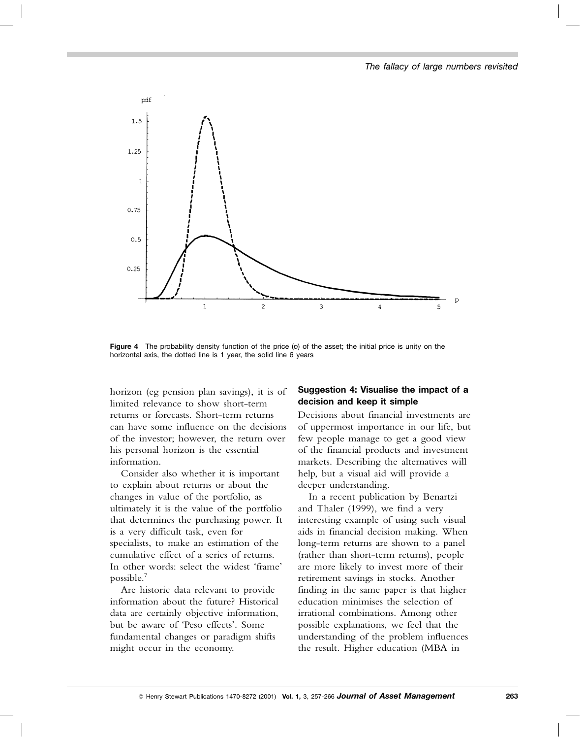**Figure 4** The probability density function of the price ($p$) of the asset; the initial price is unity on the horizontal axis, the dotted line is 1 year, the solid line 6 years

horizon (eg pension plan savings), it is of limited relevance to show short-term returns or forecasts. Short-term returns can have some influence on the decisions of the investor; however, the return over his personal horizon is the essential information.

Consider also whether it is important to explain about returns or about the changes in value of the portfolio, as ultimately it is the value of the portfolio that determines the purchasing power. It is a very difficult task, even for specialists, to make an estimation of the cumulative effect of a series of returns. In other words: select the widest 'frame' possible.[7]

Are historic data relevant to provide information about the future? Historical data are certainly objective information, but be aware of 'Peso effects'. Some fundamental changes or paradigm shifts might occur in the economy.

### Suggestion 4: Visualise the impact of a decision and keep it simple

Decisions about financial investments are of uppermost importance in our life, but few people manage to get a good view of the financial products and investment markets. Describing the alternatives will help, but a visual aid will provide a deeper understanding.

In a recent publication by Benartzi and Thaler (1999), we find a very interesting example of using such visual aids in financial decision making. When long-term returns are shown to a panel (rather than short-term returns), people are more likely to invest more of their retirement savings in stocks. Another finding in the same paper is that higher education minimises the selection of irrational combinations. Among other possible explanations, we feel that the understanding of the problem influences the result. Higher education (MBA in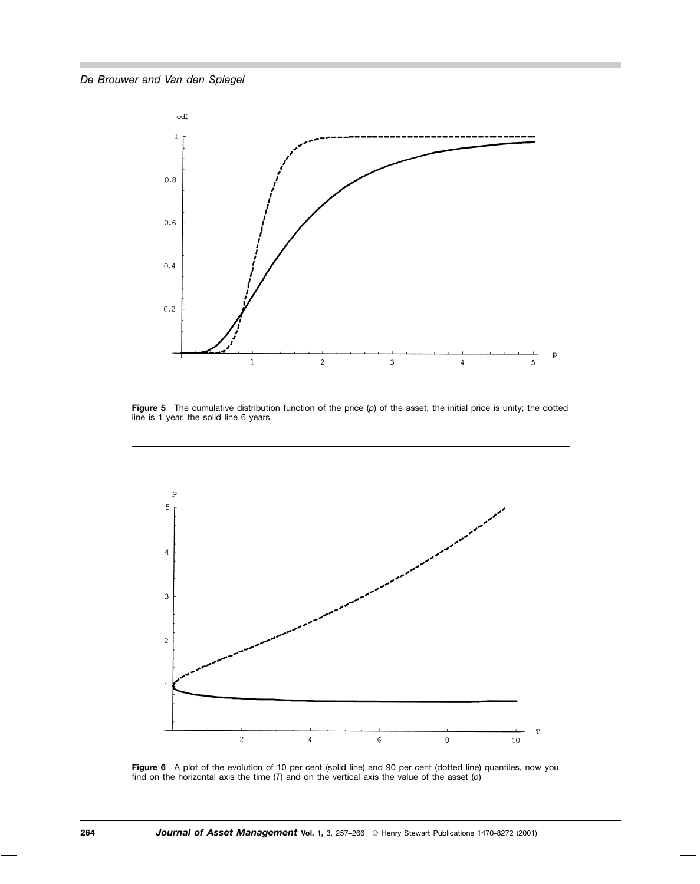**Figure 5** The cumulative distribution function of the price ($p$) of the asset; the initial price is unity; the dotted line is 1 year, the solid line 6 years

**Figure 6** A plot of the evolution of 10 per cent (solid line) and 90 per cent (dotted line) quantiles, now you find on the horizontal axis the time ($T$) and on the vertical axis the value of the asset ($p$)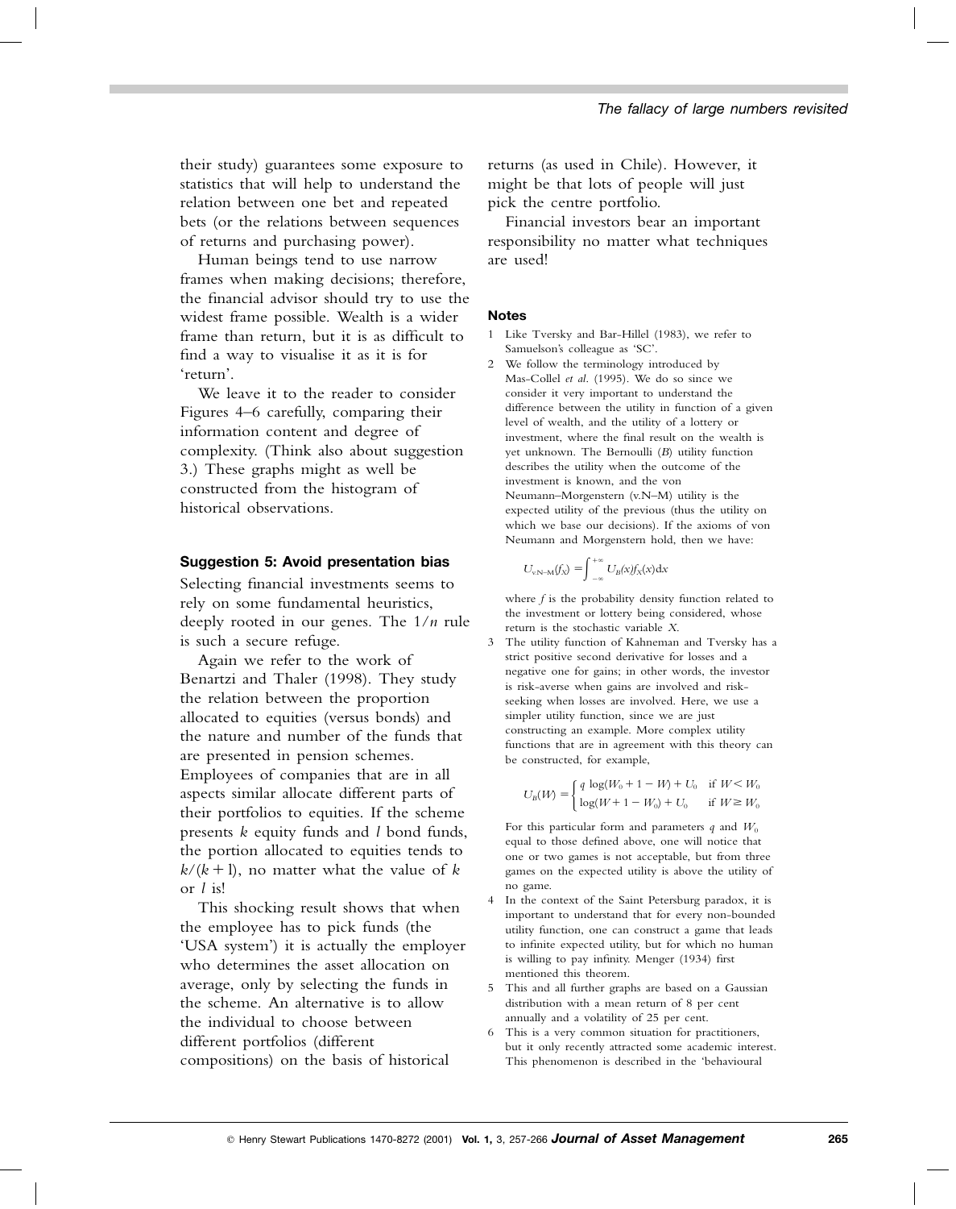their study) guarantees some exposure to statistics that will help to understand the relation between one bet and repeated bets (or the relations between sequences of returns and purchasing power).

Human beings tend to use narrow frames when making decisions; therefore, the financial advisor should try to use the widest frame possible. Wealth is a wider frame than return, but it is as difficult to find a way to visualise it as it is for 'return'.

We leave it to the reader to consider Figures 4–6 carefully, comparing their information content and degree of complexity. (Think also about suggestion 3.) These graphs might as well be constructed from the histogram of historical observations.

### Suggestion 5: Avoid presentation bias

Selecting financial investments seems to rely on some fundamental heuristics, deeply rooted in our genes. The $1/n$ rule is such a secure refuge.

Again we refer to the work of Benartzi and Thaler (1998). They study the relation between the proportion allocated to equities (versus bonds) and the nature and number of the funds that are presented in pension schemes. Employees of companies that are in all aspects similar allocate different parts of their portfolios to equities. If the scheme presents $k$ equity funds and $l$ bond funds, the portion allocated to equities tends to $k/(k + l)$, no matter what the value of $k$ or $l$ is!

This shocking result shows that when the employee has to pick funds (the 'USA system') it is actually the employer who determines the asset allocation on average, only by selecting the funds in the scheme. An alternative is to allow the individual to choose between different portfolios (different compositions) on the basis of historical returns (as used in Chile). However, it might be that lots of people will just pick the centre portfolio.

Financial investors bear an important responsibility no matter what techniques are used!

### Notes

1. Like Tversky and Bar-Hillel (1983), we refer to Samuelson's colleague as 'SC'.
2. We follow the terminology introduced by Mas-Collel *et al.* (1995). We do so since we consider it very important to understand the difference between the utility in function of a given level of wealth, and the utility of a lottery or investment, where the final result on the wealth is yet unknown. The Bernoulli ($B$) utility function describes the utility when the outcome of the investment is known, and the von Neumann–Morgenstern (v.N–M) utility is the expected utility of the previous (thus the utility on which we base our decisions). If the axioms of von Neumann and Morgenstern hold, then we have:

$$U_{\text{v.N–M}}(f_X) = \int_{-\infty}^{+\infty} U_B(x) f_X(x)\,\mathrm{d}x$$

   where $f$ is the probability density function related to the investment or lottery being considered, whose return is the stochastic variable $X$.
3. The utility function of Kahneman and Tversky has a strict positive second derivative for losses and a negative one for gains; in other words, the investor is risk-averse when gains are involved and risk-seeking when losses are involved. Here, we use a simpler utility function, since we are just constructing an example. More complex utility functions that are in agreement with this theory can be constructed, for example,

$$U_B(W) = \begin{cases} q \log(W_0 + 1 - W) + U_0 & \text{if } W < W_0 \\ \log(W + 1 - W_0) + U_0 & \text{if } W \geq W_0 \end{cases}$$

   For this particular form and parameters $q$ and $W_0$ equal to those defined above, one will notice that one or two games is not acceptable, but from three games on the expected utility is above the utility of no game.
4. In the context of the Saint Petersburg paradox, it is important to understand that for every non-bounded utility function, one can construct a game that leads to infinite expected utility, but for which no human is willing to pay infinity. Menger (1934) first mentioned this theorem.
5. This and all further graphs are based on a Gaussian distribution with a mean return of 8 per cent annually and a volatility of 25 per cent.
6. This is a very common situation for practitioners, but it only recently attracted some academic interest. This phenomenon is described in the 'behavioural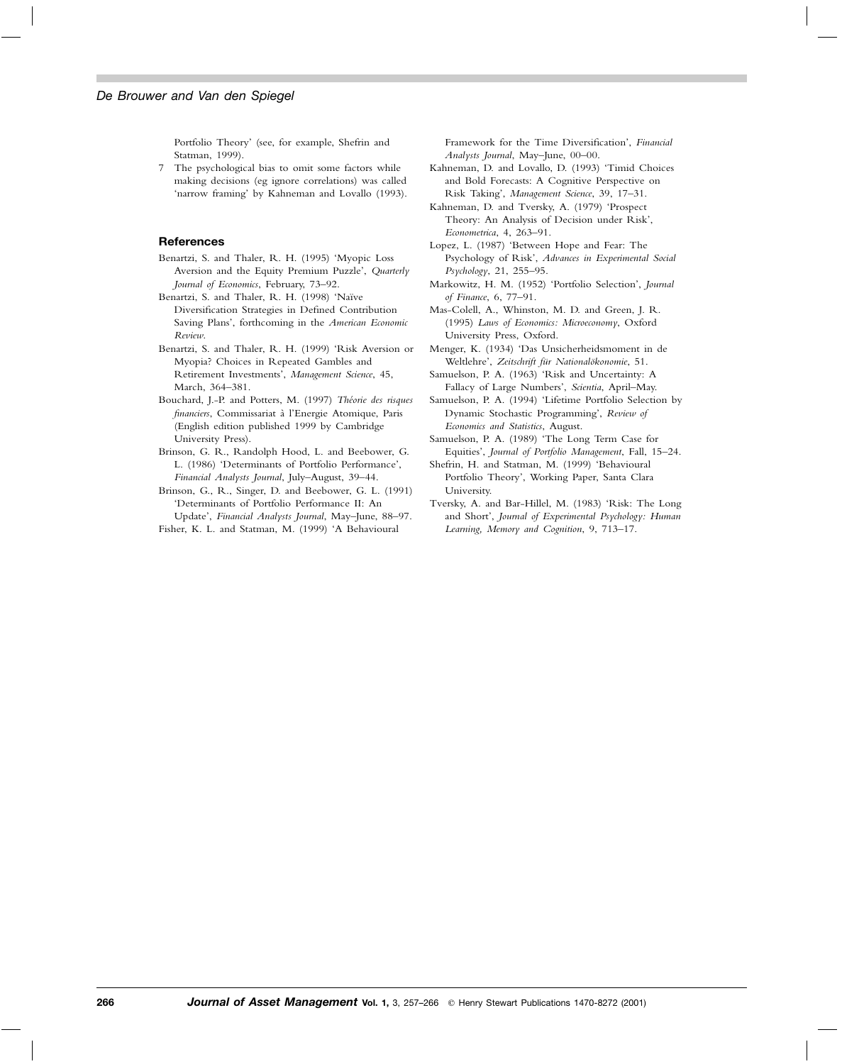Portfolio Theory' (see, for example, Shefrin and Statman, 1999).

7 The psychological bias to omit some factors while making decisions (eg ignore correlations) was called 'narrow framing' by Kahneman and Lovallo (1993).

## References

Benartzi, S. and Thaler, R. H. (1995) 'Myopic Loss Aversion and the Equity Premium Puzzle', *Quarterly Journal of Economics*, February, 73–92.

Benartzi, S. and Thaler, R. H. (1998) 'Naïve Diversification Strategies in Defined Contribution Saving Plans', forthcoming in the *American Economic Review*.

Benartzi, S. and Thaler, R. H. (1999) 'Risk Aversion or Myopia? Choices in Repeated Gambles and Retirement Investments', *Management Science*, 45, March, 364–381.

Bouchard, J.-P. and Potters, M. (1997) *Théorie des risques financiers*, Commissariat à l'Energie Atomique, Paris (English edition published 1999 by Cambridge University Press).

Brinson, G. R., Randolph Hood, L. and Beebower, G. L. (1986) 'Determinants of Portfolio Performance', *Financial Analysts Journal*, July–August, 39–44.

Brinson, G., R., Singer, D. and Beebower, G. L. (1991) 'Determinants of Portfolio Performance II: An Update', *Financial Analysts Journal*, May–June, 88–97.

Fisher, K. L. and Statman, M. (1999) 'A Behavioural Framework for the Time Diversification', *Financial Analysts Journal*, May–June, 00–00.

Kahneman, D. and Lovallo, D. (1993) 'Timid Choices and Bold Forecasts: A Cognitive Perspective on Risk Taking', *Management Science*, 39, 17–31.

Kahneman, D. and Tversky, A. (1979) 'Prospect Theory: An Analysis of Decision under Risk', *Econometrica*, 4, 263–91.

Lopez, L. (1987) 'Between Hope and Fear: The Psychology of Risk', *Advances in Experimental Social Psychology*, 21, 255–95.

Markowitz, H. M. (1952) 'Portfolio Selection', *Journal of Finance*, 6, 77–91.

Mas-Colell, A., Whinston, M. D. and Green, J. R. (1995) *Laws of Economics: Microeconomy*, Oxford University Press, Oxford.

Menger, K. (1934) 'Das Unsicherheidsmoment in de Weltlehre', *Zeitschrift für Nationalökonomie*, 51.

Samuelson, P. A. (1963) 'Risk and Uncertainty: A Fallacy of Large Numbers', *Scientia*, April–May.

Samuelson, P. A. (1994) 'Lifetime Portfolio Selection by Dynamic Stochastic Programming', *Review of Economics and Statistics*, August.

Samuelson, P. A. (1989) 'The Long Term Case for Equities', *Journal of Portfolio Management*, Fall, 15–24.

Shefrin, H. and Statman, M. (1999) 'Behavioural Portfolio Theory', Working Paper, Santa Clara University.

Tversky, A. and Bar-Hillel, M. (1983) 'Risk: The Long and Short', *Journal of Experimental Psychology: Human Learning, Memory and Cognition*, 9, 713–17.